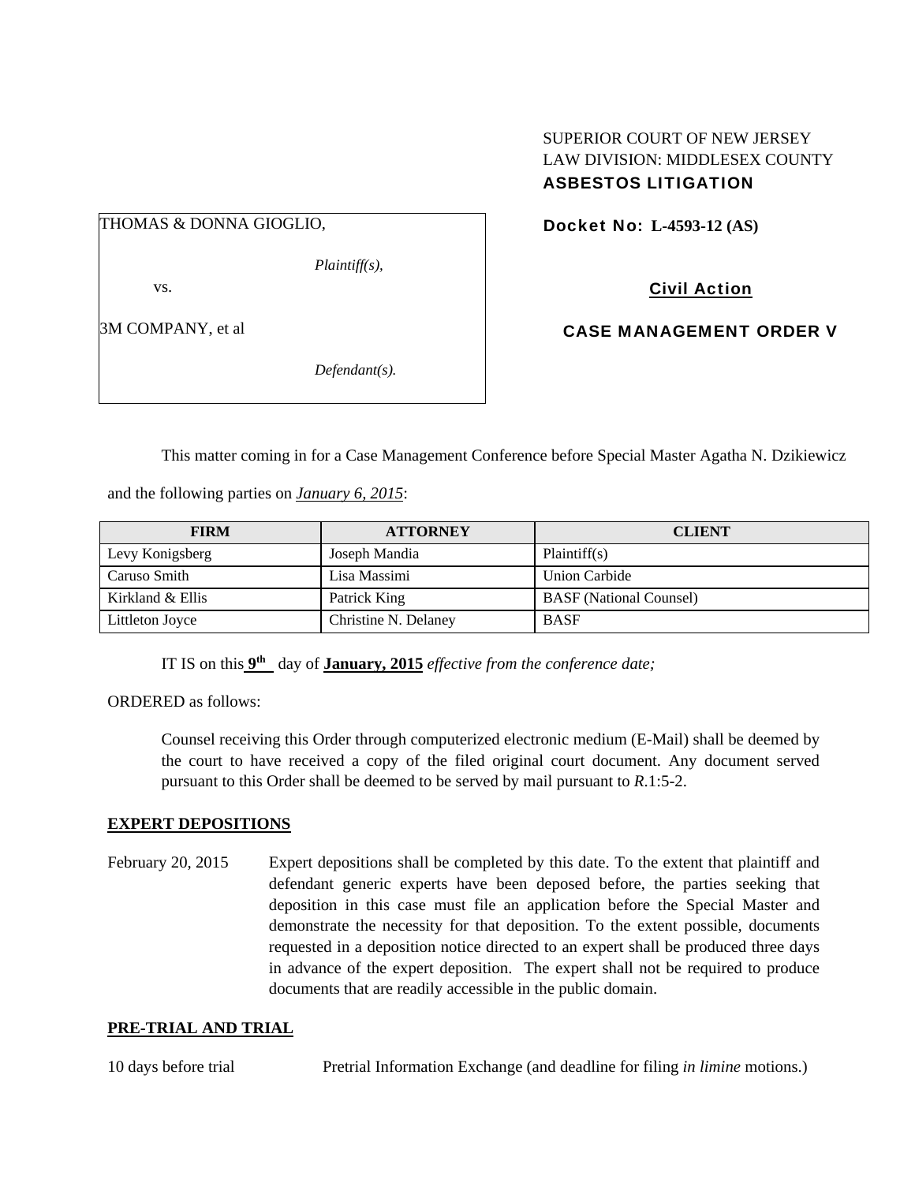SUPERIOR COURT OF NEW JERSEY
LAW DIVISION: MIDDLESEX COUNTY
**ASBESTOS LITIGATION**

THOMAS & DONNA GIOGLIO,

*Plaintiff(s),*

vs.

3M COMPANY, et al

*Defendant(s).*

**Docket No: L-4593-12 (AS)**

**Civil Action**

**CASE MANAGEMENT ORDER V**

This matter coming in for a Case Management Conference before Special Master Agatha N. Dzikiewicz and the following parties on *January 6, 2015*:

| FIRM | ATTORNEY | CLIENT |
|---|---|---|
| Levy Konigsberg | Joseph Mandia | Plaintiff(s) |
| Caruso Smith | Lisa Massimi | Union Carbide |
| Kirkland & Ellis | Patrick King | BASF (National Counsel) |
| Littleton Joyce | Christine N. Delaney | BASF |

IT IS on this **9th** day of **January, 2015** *effective from the conference date;*

ORDERED as follows:

Counsel receiving this Order through computerized electronic medium (E-Mail) shall be deemed by the court to have received a copy of the filed original court document. Any document served pursuant to this Order shall be deemed to be served by mail pursuant to *R*.1:5-2.

**EXPERT DEPOSITIONS**

February 20, 2015 — Expert depositions shall be completed by this date. To the extent that plaintiff and defendant generic experts have been deposed before, the parties seeking that deposition in this case must file an application before the Special Master and demonstrate the necessity for that deposition. To the extent possible, documents requested in a deposition notice directed to an expert shall be produced three days in advance of the expert deposition. The expert shall not be required to produce documents that are readily accessible in the public domain.

**PRE-TRIAL AND TRIAL**

10 days before trial — Pretrial Information Exchange (and deadline for filing *in limine* motions.)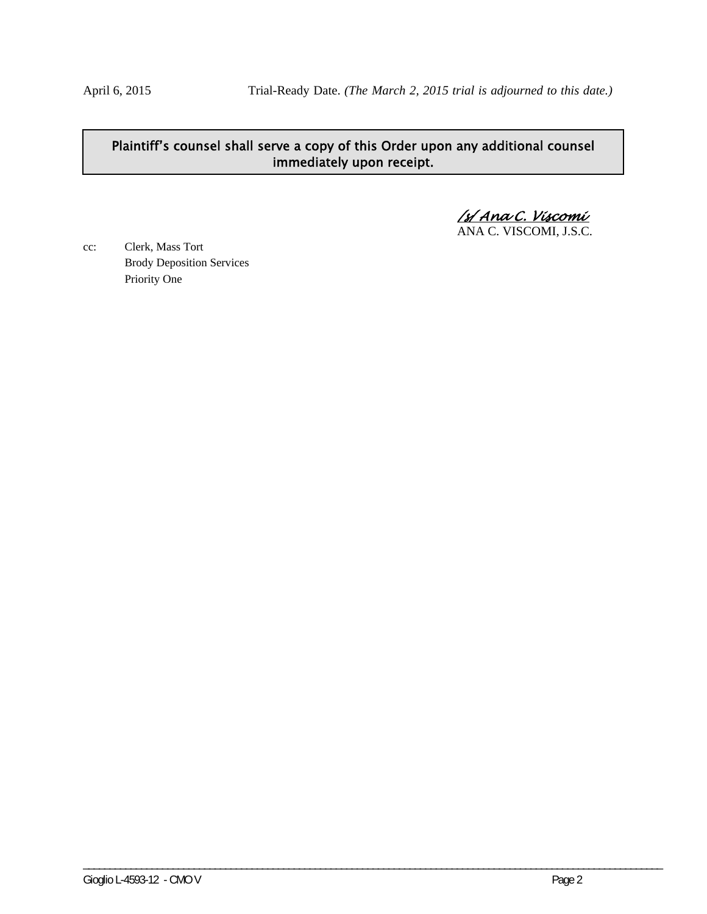April 6, 2015 Trial-Ready Date. *(The March 2, 2015 trial is adjourned to this date.)*

**Plaintiff's counsel shall serve a copy of this Order upon any additional counsel immediately upon receipt.**

*/s/ Ana C. Viscomi*
ANA C. VISCOMI, J.S.C.

cc: Clerk, Mass Tort
Brody Deposition Services
Priority One